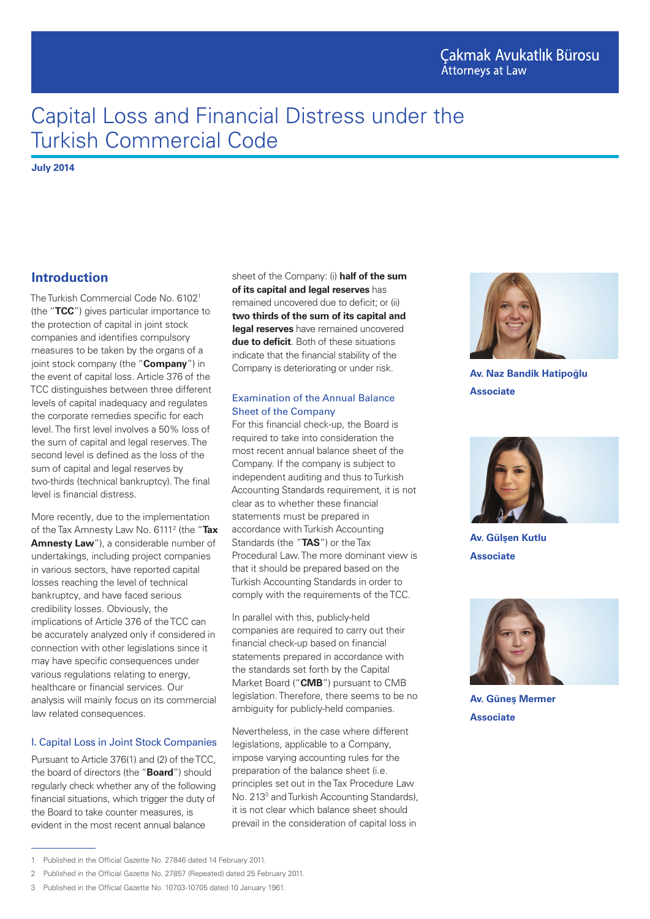Çakmak Avukatlık Bürosu
Attorneys at Law

# Capital Loss and Financial Distress under the Turkish Commercial Code

**July 2014**

## Introduction

The Turkish Commercial Code No. 6102[1] (the "**TCC**") gives particular importance to the protection of capital in joint stock companies and identifies compulsory measures to be taken by the organs of a joint stock company (the "**Company**") in the event of capital loss. Article 376 of the TCC distinguishes between three different levels of capital inadequacy and regulates the corporate remedies specific for each level. The first level involves a 50% loss of the sum of capital and legal reserves. The second level is defined as the loss of the sum of capital and legal reserves by two-thirds (technical bankruptcy). The final level is financial distress.

More recently, due to the implementation of the Tax Amnesty Law No. 6111[2] (the "**Tax Amnesty Law**"), a considerable number of undertakings, including project companies in various sectors, have reported capital losses reaching the level of technical bankruptcy, and have faced serious credibility losses. Obviously, the implications of Article 376 of the TCC can be accurately analyzed only if considered in connection with other legislations since it may have specific consequences under various regulations relating to energy, healthcare or financial services. Our analysis will mainly focus on its commercial law related consequences.

### I. Capital Loss in Joint Stock Companies

Pursuant to Article 376(1) and (2) of the TCC, the board of directors (the "**Board**") should regularly check whether any of the following financial situations, which trigger the duty of the Board to take counter measures, is evident in the most recent annual balance sheet of the Company: (i) **half of the sum of its capital and legal reserves** has remained uncovered due to deficit; or (ii) **two thirds of the sum of its capital and legal reserves have remained uncovered due to deficit**. Both of these situations indicate that the financial stability of the Company is deteriorating or under risk.

### Examination of the Annual Balance Sheet of the Company

For this financial check-up, the Board is required to take into consideration the most recent annual balance sheet of the Company. If the company is subject to independent auditing and thus to Turkish Accounting Standards requirement, it is not clear as to whether these financial statements must be prepared in accordance with Turkish Accounting Standards (the "**TAS**") or the Tax Procedural Law. The more dominant view is that it should be prepared based on the Turkish Accounting Standards in order to comply with the requirements of the TCC.

In parallel with this, publicly-held companies are required to carry out their financial check-up based on financial statements prepared in accordance with the standards set forth by the Capital Market Board ("**CMB**") pursuant to CMB legislation. Therefore, there seems to be no ambiguity for publicly-held companies.

Nevertheless, in the case where different legislations, applicable to a Company, impose varying accounting rules for the preparation of the balance sheet (i.e. principles set out in the Tax Procedure Law No. 213[3] and Turkish Accounting Standards), it is not clear which balance sheet should prevail in the consideration of capital loss in

**Av. Naz Bandik Hatipoğlu**
**Associate**

**Av. Gülşen Kutlu**
**Associate**

**Av. Güneş Mermer**
**Associate**

---

1 Published in the Official Gazette No. 27846 dated 14 February 2011.

2 Published in the Official Gazette No. 27857 (Repeated) dated 25 February 2011.

3 Published in the Official Gazette No. 10703-10705 dated 10 January 1961.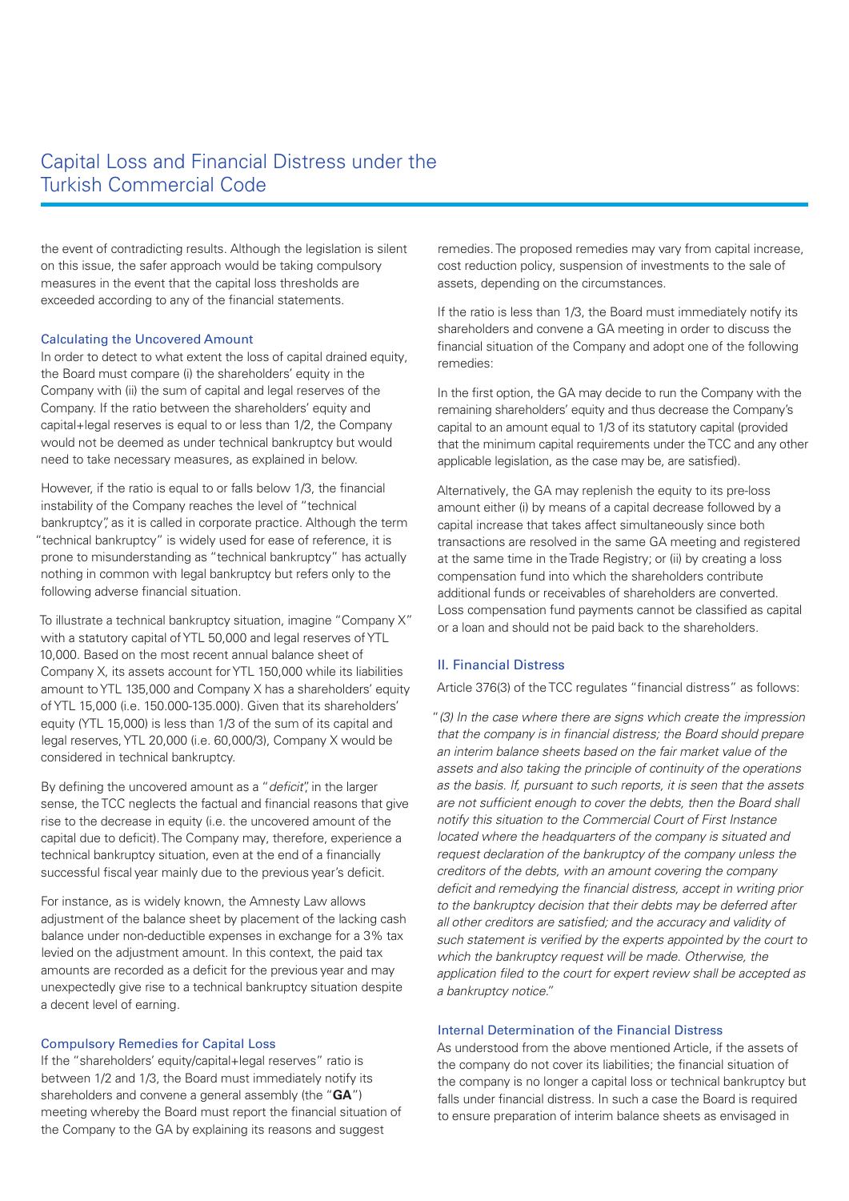the event of contradicting results. Although the legislation is silent on this issue, the safer approach would be taking compulsory measures in the event that the capital loss thresholds are exceeded according to any of the financial statements.

### Calculating the Uncovered Amount

In order to detect to what extent the loss of capital drained equity, the Board must compare (i) the shareholders' equity in the Company with (ii) the sum of capital and legal reserves of the Company. If the ratio between the shareholders' equity and capital+legal reserves is equal to or less than 1/2, the Company would not be deemed as under technical bankruptcy but would need to take necessary measures, as explained in below.

However, if the ratio is equal to or falls below 1/3, the financial instability of the Company reaches the level of "technical bankruptcy", as it is called in corporate practice. Although the term "technical bankruptcy" is widely used for ease of reference, it is prone to misunderstanding as "technical bankruptcy" has actually nothing in common with legal bankruptcy but refers only to the following adverse financial situation.

To illustrate a technical bankruptcy situation, imagine "Company X" with a statutory capital of YTL 50,000 and legal reserves of YTL 10,000. Based on the most recent annual balance sheet of Company X, its assets account for YTL 150,000 while its liabilities amount to YTL 135,000 and Company X has a shareholders' equity of YTL 15,000 (i.e. 150.000-135.000). Given that its shareholders' equity (YTL 15,000) is less than 1/3 of the sum of its capital and legal reserves, YTL 20,000 (i.e. 60,000/3), Company X would be considered in technical bankruptcy.

By defining the uncovered amount as a "*deficit*", in the larger sense, the TCC neglects the factual and financial reasons that give rise to the decrease in equity (i.e. the uncovered amount of the capital due to deficit). The Company may, therefore, experience a technical bankruptcy situation, even at the end of a financially successful fiscal year mainly due to the previous year's deficit.

For instance, as is widely known, the Amnesty Law allows adjustment of the balance sheet by placement of the lacking cash balance under non-deductible expenses in exchange for a 3% tax levied on the adjustment amount. In this context, the paid tax amounts are recorded as a deficit for the previous year and may unexpectedly give rise to a technical bankruptcy situation despite a decent level of earning.

### Compulsory Remedies for Capital Loss

If the "shareholders' equity/capital+legal reserves" ratio is between 1/2 and 1/3, the Board must immediately notify its shareholders and convene a general assembly (the "**GA**") meeting whereby the Board must report the financial situation of the Company to the GA by explaining its reasons and suggest remedies. The proposed remedies may vary from capital increase, cost reduction policy, suspension of investments to the sale of assets, depending on the circumstances.

If the ratio is less than 1/3, the Board must immediately notify its shareholders and convene a GA meeting in order to discuss the financial situation of the Company and adopt one of the following remedies:

In the first option, the GA may decide to run the Company with the remaining shareholders' equity and thus decrease the Company's capital to an amount equal to 1/3 of its statutory capital (provided that the minimum capital requirements under the TCC and any other applicable legislation, as the case may be, are satisfied).

Alternatively, the GA may replenish the equity to its pre-loss amount either (i) by means of a capital decrease followed by a capital increase that takes affect simultaneously since both transactions are resolved in the same GA meeting and registered at the same time in the Trade Registry; or (ii) by creating a loss compensation fund into which the shareholders contribute additional funds or receivables of shareholders are converted. Loss compensation fund payments cannot be classified as capital or a loan and should not be paid back to the shareholders.

## II. Financial Distress

Article 376(3) of the TCC regulates "financial distress" as follows:

"*(3) In the case where there are signs which create the impression that the company is in financial distress; the Board should prepare an interim balance sheets based on the fair market value of the assets and also taking the principle of continuity of the operations as the basis. If, pursuant to such reports, it is seen that the assets are not sufficient enough to cover the debts, then the Board shall notify this situation to the Commercial Court of First Instance located where the headquarters of the company is situated and request declaration of the bankruptcy of the company unless the creditors of the debts, with an amount covering the company deficit and remedying the financial distress, accept in writing prior to the bankruptcy decision that their debts may be deferred after all other creditors are satisfied; and the accuracy and validity of such statement is verified by the experts appointed by the court to which the bankruptcy request will be made. Otherwise, the application filed to the court for expert review shall be accepted as a bankruptcy notice.*"

### Internal Determination of the Financial Distress

As understood from the above mentioned Article, if the assets of the company do not cover its liabilities; the financial situation of the company is no longer a capital loss or technical bankruptcy but falls under financial distress. In such a case the Board is required to ensure preparation of interim balance sheets as envisaged in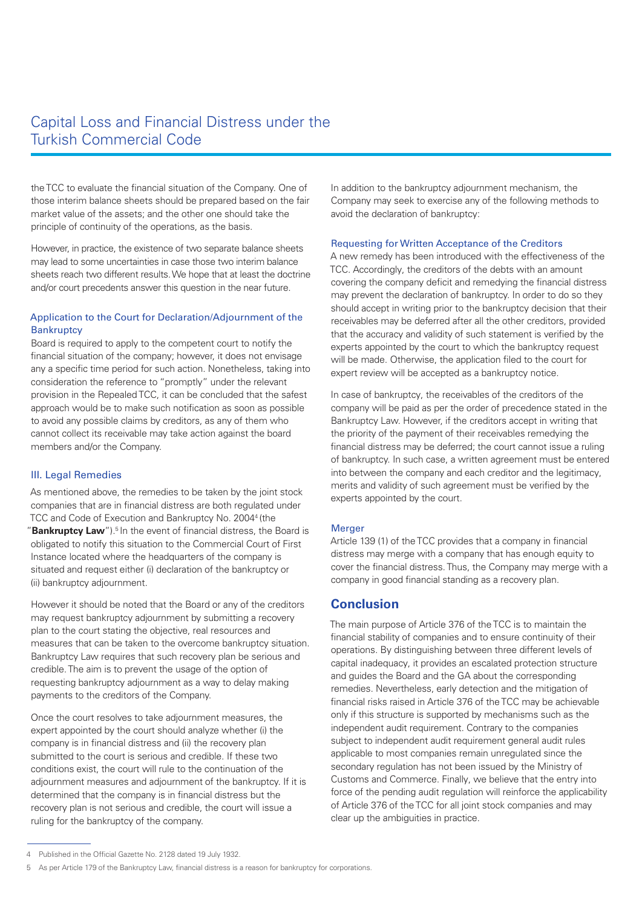the TCC to evaluate the financial situation of the Company. One of those interim balance sheets should be prepared based on the fair market value of the assets; and the other one should take the principle of continuity of the operations, as the basis.

However, in practice, the existence of two separate balance sheets may lead to some uncertainties in case those two interim balance sheets reach two different results. We hope that at least the doctrine and/or court precedents answer this question in the near future.

### Application to the Court for Declaration/Adjournment of the Bankruptcy

Board is required to apply to the competent court to notify the financial situation of the company; however, it does not envisage any a specific time period for such action. Nonetheless, taking into consideration the reference to "promptly" under the relevant provision in the Repealed TCC, it can be concluded that the safest approach would be to make such notification as soon as possible to avoid any possible claims by creditors, as any of them who cannot collect its receivable may take action against the board members and/or the Company.

## III. Legal Remedies

As mentioned above, the remedies to be taken by the joint stock companies that are in financial distress are both regulated under TCC and Code of Execution and Bankruptcy No. 2004[4] (the "**Bankruptcy Law**").[5] In the event of financial distress, the Board is obligated to notify this situation to the Commercial Court of First Instance located where the headquarters of the company is situated and request either (i) declaration of the bankruptcy or (ii) bankruptcy adjournment.

However it should be noted that the Board or any of the creditors may request bankruptcy adjournment by submitting a recovery plan to the court stating the objective, real resources and measures that can be taken to the overcome bankruptcy situation. Bankruptcy Law requires that such recovery plan be serious and credible. The aim is to prevent the usage of the option of requesting bankruptcy adjournment as a way to delay making payments to the creditors of the Company.

Once the court resolves to take adjournment measures, the expert appointed by the court should analyze whether (i) the company is in financial distress and (ii) the recovery plan submitted to the court is serious and credible. If these two conditions exist, the court will rule to the continuation of the adjournment measures and adjournment of the bankruptcy. If it is determined that the company is in financial distress but the recovery plan is not serious and credible, the court will issue a ruling for the bankruptcy of the company.

In addition to the bankruptcy adjournment mechanism, the Company may seek to exercise any of the following methods to avoid the declaration of bankruptcy:

### Requesting for Written Acceptance of the Creditors

A new remedy has been introduced with the effectiveness of the TCC. Accordingly, the creditors of the debts with an amount covering the company deficit and remedying the financial distress may prevent the declaration of bankruptcy. In order to do so they should accept in writing prior to the bankruptcy decision that their receivables may be deferred after all the other creditors, provided that the accuracy and validity of such statement is verified by the experts appointed by the court to which the bankruptcy request will be made. Otherwise, the application filed to the court for expert review will be accepted as a bankruptcy notice.

In case of bankruptcy, the receivables of the creditors of the company will be paid as per the order of precedence stated in the Bankruptcy Law. However, if the creditors accept in writing that the priority of the payment of their receivables remedying the financial distress may be deferred; the court cannot issue a ruling of bankruptcy. In such case, a written agreement must be entered into between the company and each creditor and the legitimacy, merits and validity of such agreement must be verified by the experts appointed by the court.

### Merger

Article 139 (1) of the TCC provides that a company in financial distress may merge with a company that has enough equity to cover the financial distress. Thus, the Company may merge with a company in good financial standing as a recovery plan.

## Conclusion

The main purpose of Article 376 of the TCC is to maintain the financial stability of companies and to ensure continuity of their operations. By distinguishing between three different levels of capital inadequacy, it provides an escalated protection structure and guides the Board and the GA about the corresponding remedies. Nevertheless, early detection and the mitigation of financial risks raised in Article 376 of the TCC may be achievable only if this structure is supported by mechanisms such as the independent audit requirement. Contrary to the companies subject to independent audit requirement general audit rules applicable to most companies remain unregulated since the secondary regulation has not been issued by the Ministry of Customs and Commerce. Finally, we believe that the entry into force of the pending audit regulation will reinforce the applicability of Article 376 of the TCC for all joint stock companies and may clear up the ambiguities in practice.

---

4 Published in the Official Gazette No. 2128 dated 19 July 1932.

5 As per Article 179 of the Bankruptcy Law, financial distress is a reason for bankruptcy for corporations.